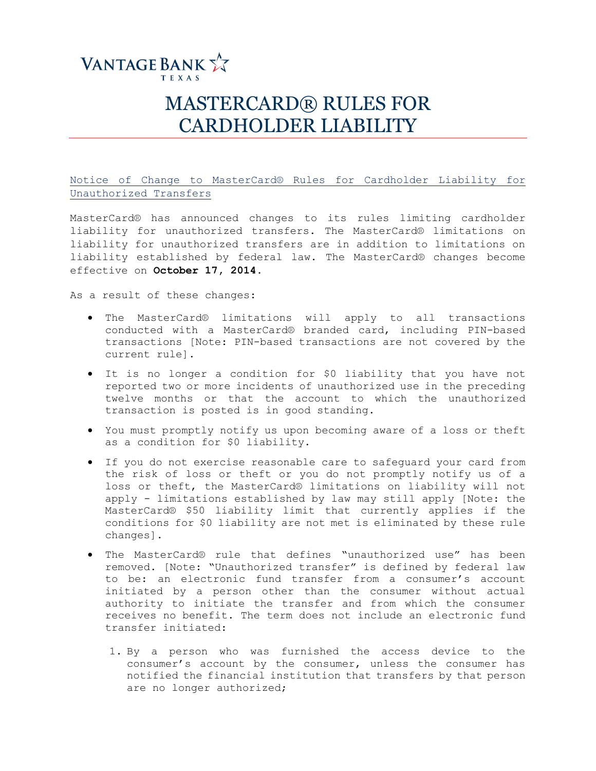VANTAGE BANK TEXAS

# MASTERCARD® RULES FOR CARDHOLDER LIABILITY

Notice of Change to MasterCard® Rules for Cardholder Liability for Unauthorized Transfers

MasterCard® has announced changes to its rules limiting cardholder liability for unauthorized transfers. The MasterCard® limitations on liability for unauthorized transfers are in addition to limitations on liability established by federal law. The MasterCard® changes become effective on **October 17, 2014.**

As a result of these changes:

- The MasterCard® limitations will apply to all transactions conducted with a MasterCard® branded card, including PIN-based transactions [Note: PIN-based transactions are not covered by the current rule].
- It is no longer a condition for $0 liability that you have not reported two or more incidents of unauthorized use in the preceding twelve months or that the account to which the unauthorized transaction is posted is in good standing.
- You must promptly notify us upon becoming aware of a loss or theft as a condition for $0 liability.
- If you do not exercise reasonable care to safeguard your card from the risk of loss or theft or you do not promptly notify us of a loss or theft, the MasterCard® limitations on liability will not apply - limitations established by law may still apply [Note: the MasterCard® $50 liability limit that currently applies if the conditions for $0 liability are not met is eliminated by these rule changes].
- The MasterCard® rule that defines "unauthorized use" has been removed. [Note: "Unauthorized transfer" is defined by federal law to be: an electronic fund transfer from a consumer's account initiated by a person other than the consumer without actual authority to initiate the transfer and from which the consumer receives no benefit. The term does not include an electronic fund transfer initiated:

  1. By a person who was furnished the access device to the consumer's account by the consumer, unless the consumer has notified the financial institution that transfers by that person are no longer authorized;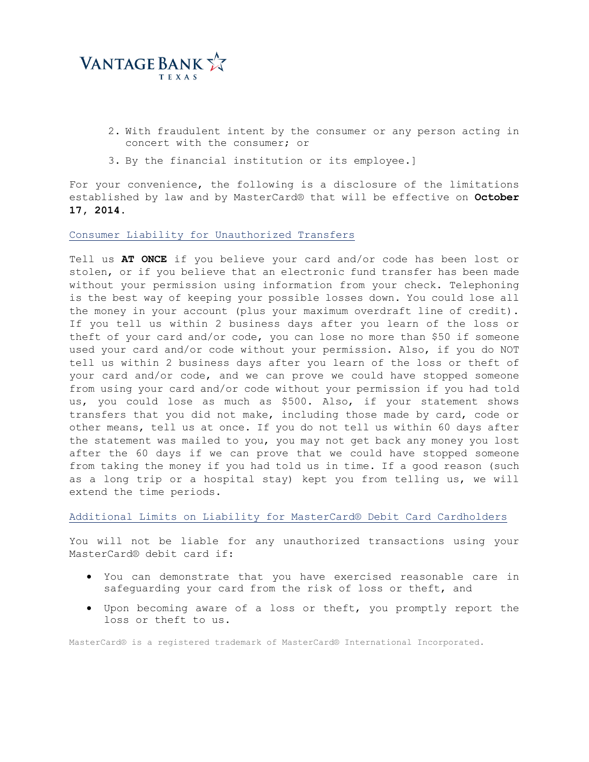2. With fraudulent intent by the consumer or any person acting in concert with the consumer; or
3. By the financial institution or its employee.]

For your convenience, the following is a disclosure of the limitations established by law and by MasterCard® that will be effective on **October 17, 2014.**

## Consumer Liability for Unauthorized Transfers

Tell us **AT ONCE** if you believe your card and/or code has been lost or stolen, or if you believe that an electronic fund transfer has been made without your permission using information from your check. Telephoning is the best way of keeping your possible losses down. You could lose all the money in your account (plus your maximum overdraft line of credit). If you tell us within 2 business days after you learn of the loss or theft of your card and/or code, you can lose no more than $50 if someone used your card and/or code without your permission. Also, if you do NOT tell us within 2 business days after you learn of the loss or theft of your card and/or code, and we can prove we could have stopped someone from using your card and/or code without your permission if you had told us, you could lose as much as $500. Also, if your statement shows transfers that you did not make, including those made by card, code or other means, tell us at once. If you do not tell us within 60 days after the statement was mailed to you, you may not get back any money you lost after the 60 days if we can prove that we could have stopped someone from taking the money if you had told us in time. If a good reason (such as a long trip or a hospital stay) kept you from telling us, we will extend the time periods.

## Additional Limits on Liability for MasterCard® Debit Card Cardholders

You will not be liable for any unauthorized transactions using your MasterCard® debit card if:

- You can demonstrate that you have exercised reasonable care in safeguarding your card from the risk of loss or theft, and
- Upon becoming aware of a loss or theft, you promptly report the loss or theft to us.

MasterCard® is a registered trademark of MasterCard® International Incorporated.